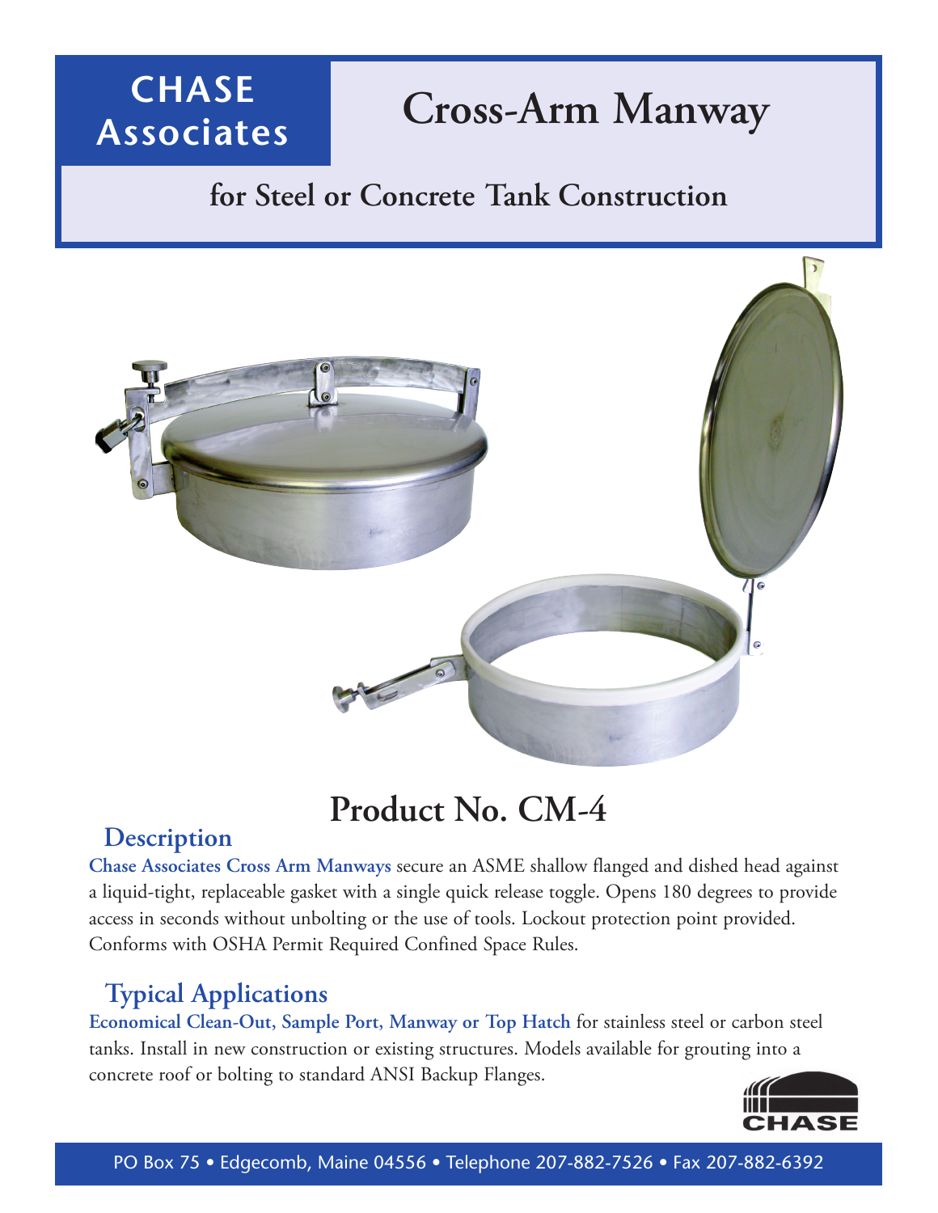# CHASE Associates

# Cross-Arm Manway

## for Steel or Concrete Tank Construction

# Product No. CM-4

## Description

**Chase Associates Cross Arm Manways** secure an ASME shallow flanged and dished head against a liquid-tight, replaceable gasket with a single quick release toggle. Opens 180 degrees to provide access in seconds without unbolting or the use of tools. Lockout protection point provided. Conforms with OSHA Permit Required Confined Space Rules.

## Typical Applications

**Economical Clean-Out, Sample Port, Manway or Top Hatch** for stainless steel or carbon steel tanks. Install in new construction or existing structures. Models available for grouting into a concrete roof or bolting to standard ANSI Backup Flanges.

CHASE

PO Box 75 • Edgecomb, Maine 04556 • Telephone 207-882-7526 • Fax 207-882-6392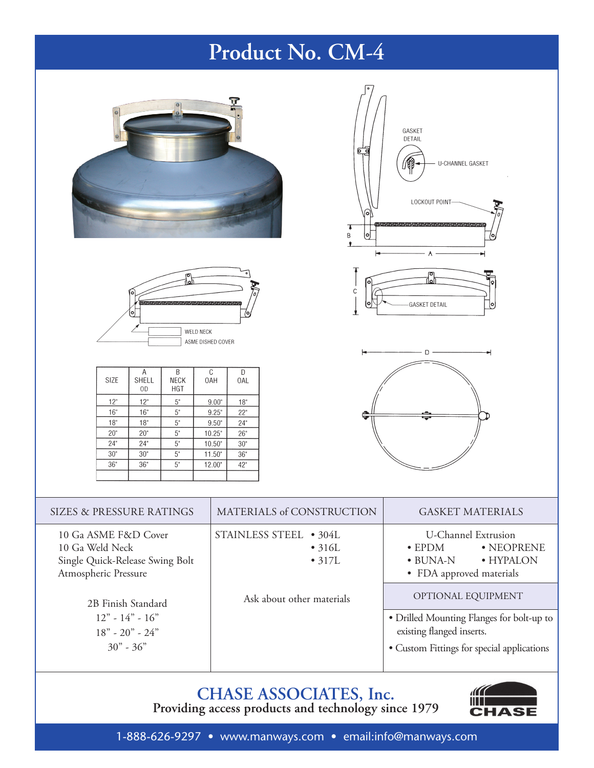# Product No. CM-4

GASKET DETAIL

U-CHANNEL GASKET

LOCKOUT POINT

B

A

C

GASKET DETAIL

WELD NECK

ASME DISHED COVER

D

| SIZE | A SHELL OD | B NECK HGT | C OAH | D OAL |
|---|---|---|---|---|
| 12" | 12" | 5" | 9.00" | 18" |
| 16" | 16" | 5" | 9.25" | 22" |
| 18" | 18" | 5" | 9.50" | 24" |
| 20" | 20" | 5" | 10.25" | 26" |
| 24" | 24" | 5" | 10.50" | 30" |
| 30" | 30" | 5" | 11.50" | 36" |
| 36" | 36" | 5" | 12.00" | 42" |

## SIZES & PRESSURE RATINGS

10 Ga ASME F&D Cover
10 Ga Weld Neck
Single Quick-Release Swing Bolt
Atmospheric Pressure

2B Finish Standard
12" - 14" - 16"
18" - 20" - 24"
30" - 36"

## MATERIALS of CONSTRUCTION

STAINLESS STEEL
- 304L
- 316L
- 317L

Ask about other materials

## GASKET MATERIALS

U-Channel Extrusion
- EPDM
- NEOPRENE
- BUNA-N
- HYPALON
- FDA approved materials

## OPTIONAL EQUIPMENT

- Drilled Mounting Flanges for bolt-up to existing flanged inserts.
- Custom Fittings for special applications

**CHASE ASSOCIATES, Inc.**
**Providing access products and technology since 1979**

CHASE

1-888-626-9297 • www.manways.com • email:info@manways.com